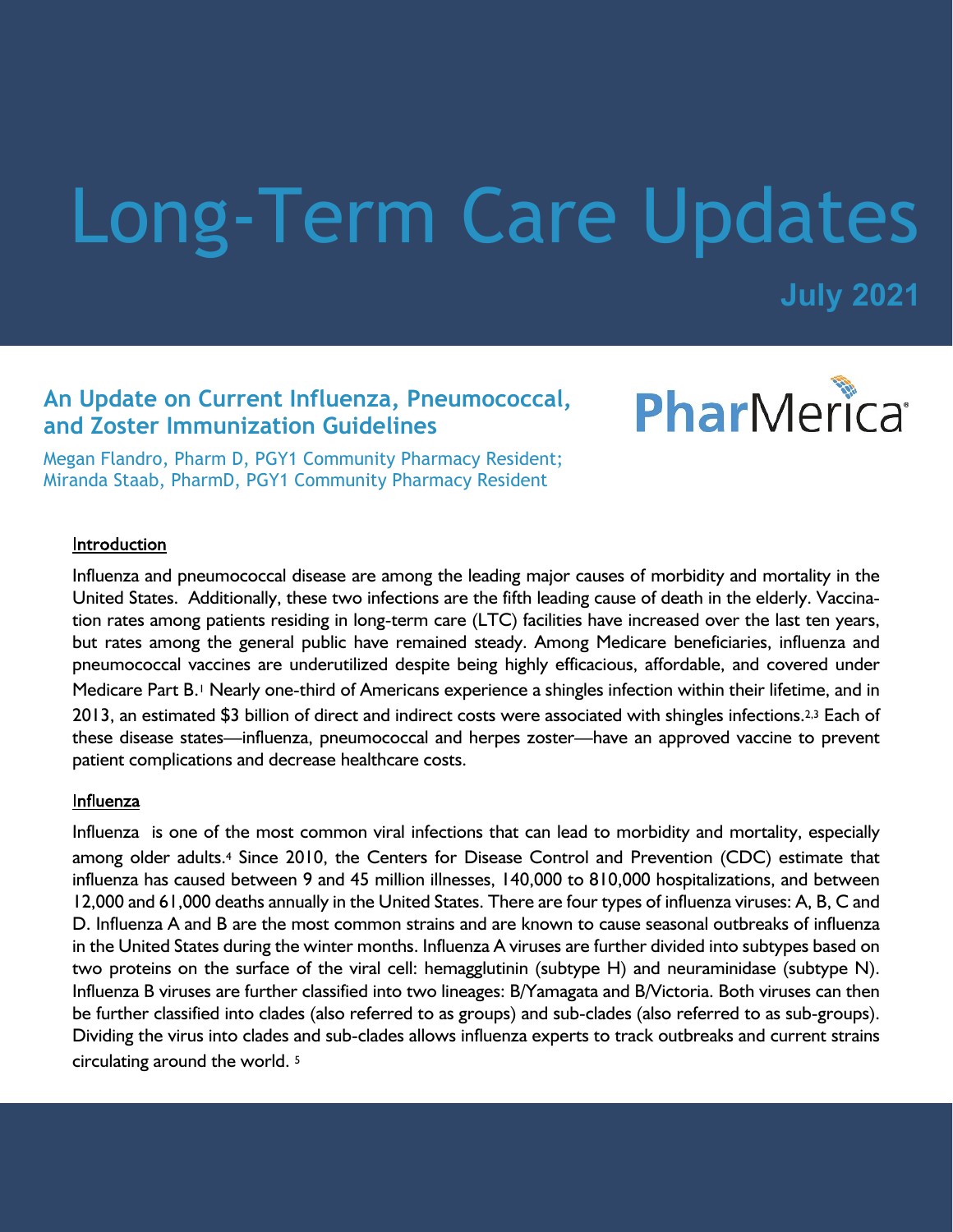# Long-Term Care Updates

**July 2021**

## An Update on Current Influenza, Pneumococcal, and Zoster Immunization Guidelines

PharMerica

Megan Flandro, Pharm D, PGY1 Community Pharmacy Resident;
Miranda Staab, PharmD, PGY1 Community Pharmacy Resident

### Introduction

Influenza and pneumococcal disease are among the leading major causes of morbidity and mortality in the United States. Additionally, these two infections are the fifth leading cause of death in the elderly. Vaccination rates among patients residing in long-term care (LTC) facilities have increased over the last ten years, but rates among the general public have remained steady. Among Medicare beneficiaries, influenza and pneumococcal vaccines are underutilized despite being highly efficacious, affordable, and covered under Medicare Part B.[1] Nearly one-third of Americans experience a shingles infection within their lifetime, and in 2013, an estimated $3 billion of direct and indirect costs were associated with shingles infections.[2,3] Each of these disease states—influenza, pneumococcal and herpes zoster—have an approved vaccine to prevent patient complications and decrease healthcare costs.

### Influenza

Influenza is one of the most common viral infections that can lead to morbidity and mortality, especially among older adults.[4] Since 2010, the Centers for Disease Control and Prevention (CDC) estimate that influenza has caused between 9 and 45 million illnesses, 140,000 to 810,000 hospitalizations, and between 12,000 and 61,000 deaths annually in the United States. There are four types of influenza viruses: A, B, C and D. Influenza A and B are the most common strains and are known to cause seasonal outbreaks of influenza in the United States during the winter months. Influenza A viruses are further divided into subtypes based on two proteins on the surface of the viral cell: hemagglutinin (subtype H) and neuraminidase (subtype N). Influenza B viruses are further classified into two lineages: B/Yamagata and B/Victoria. Both viruses can then be further classified into clades (also referred to as groups) and sub-clades (also referred to as sub-groups). Dividing the virus into clades and sub-clades allows influenza experts to track outbreaks and current strains circulating around the world.[5]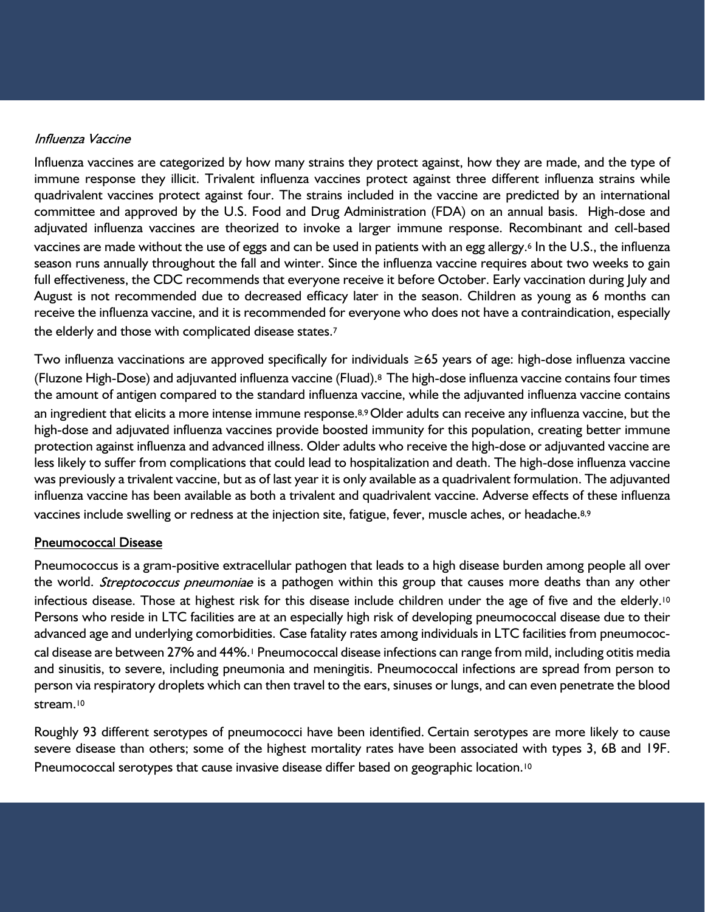### *Influenza Vaccine*

Influenza vaccines are categorized by how many strains they protect against, how they are made, and the type of immune response they illicit. Trivalent influenza vaccines protect against three different influenza strains while quadrivalent vaccines protect against four. The strains included in the vaccine are predicted by an international committee and approved by the U.S. Food and Drug Administration (FDA) on an annual basis. High-dose and adjuvated influenza vaccines are theorized to invoke a larger immune response. Recombinant and cell-based vaccines are made without the use of eggs and can be used in patients with an egg allergy.[6] In the U.S., the influenza season runs annually throughout the fall and winter. Since the influenza vaccine requires about two weeks to gain full effectiveness, the CDC recommends that everyone receive it before October. Early vaccination during July and August is not recommended due to decreased efficacy later in the season. Children as young as 6 months can receive the influenza vaccine, and it is recommended for everyone who does not have a contraindication, especially the elderly and those with complicated disease states.[7]

Two influenza vaccinations are approved specifically for individuals ≥65 years of age: high-dose influenza vaccine (Fluzone High-Dose) and adjuvanted influenza vaccine (Fluad).[8] The high-dose influenza vaccine contains four times the amount of antigen compared to the standard influenza vaccine, while the adjuvanted influenza vaccine contains an ingredient that elicits a more intense immune response.[8,9] Older adults can receive any influenza vaccine, but the high-dose and adjuvated influenza vaccines provide boosted immunity for this population, creating better immune protection against influenza and advanced illness. Older adults who receive the high-dose or adjuvanted vaccine are less likely to suffer from complications that could lead to hospitalization and death. The high-dose influenza vaccine was previously a trivalent vaccine, but as of last year it is only available as a quadrivalent formulation. The adjuvanted influenza vaccine has been available as both a trivalent and quadrivalent vaccine. Adverse effects of these influenza vaccines include swelling or redness at the injection site, fatigue, fever, muscle aches, or headache.[8,9]

## Pneumococcal Disease

Pneumococcus is a gram-positive extracellular pathogen that leads to a high disease burden among people all over the world. *Streptococcus pneumoniae* is a pathogen within this group that causes more deaths than any other infectious disease. Those at highest risk for this disease include children under the age of five and the elderly.[10] Persons who reside in LTC facilities are at an especially high risk of developing pneumococcal disease due to their advanced age and underlying comorbidities. Case fatality rates among individuals in LTC facilities from pneumococcal disease are between 27% and 44%.[1] Pneumococcal disease infections can range from mild, including otitis media and sinusitis, to severe, including pneumonia and meningitis. Pneumococcal infections are spread from person to person via respiratory droplets which can then travel to the ears, sinuses or lungs, and can even penetrate the blood stream.[10]

Roughly 93 different serotypes of pneumococci have been identified. Certain serotypes are more likely to cause severe disease than others; some of the highest mortality rates have been associated with types 3, 6B and 19F. Pneumococcal serotypes that cause invasive disease differ based on geographic location.[10]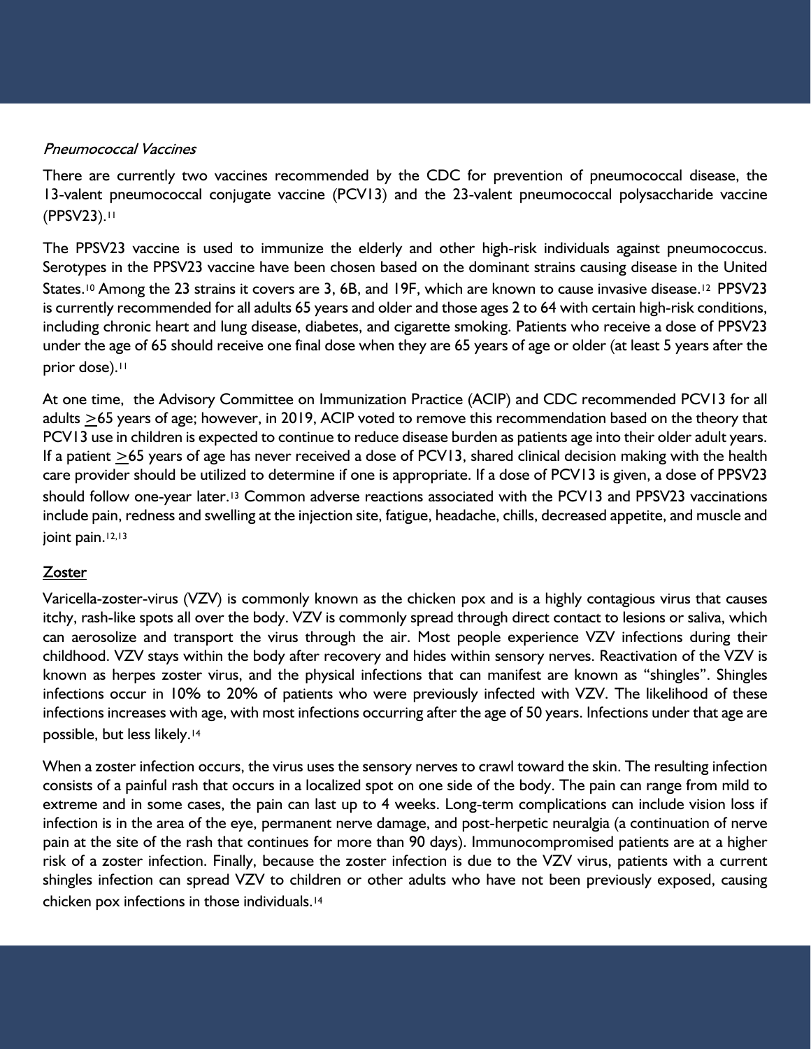*Pneumococcal Vaccines*

There are currently two vaccines recommended by the CDC for prevention of pneumococcal disease, the 13-valent pneumococcal conjugate vaccine (PCV13) and the 23-valent pneumococcal polysaccharide vaccine (PPSV23).[11]

The PPSV23 vaccine is used to immunize the elderly and other high-risk individuals against pneumococcus. Serotypes in the PPSV23 vaccine have been chosen based on the dominant strains causing disease in the United States.[10] Among the 23 strains it covers are 3, 6B, and 19F, which are known to cause invasive disease.[12] PPSV23 is currently recommended for all adults 65 years and older and those ages 2 to 64 with certain high-risk conditions, including chronic heart and lung disease, diabetes, and cigarette smoking. Patients who receive a dose of PPSV23 under the age of 65 should receive one final dose when they are 65 years of age or older (at least 5 years after the prior dose).[11]

At one time, the Advisory Committee on Immunization Practice (ACIP) and CDC recommended PCV13 for all adults ≥65 years of age; however, in 2019, ACIP voted to remove this recommendation based on the theory that PCV13 use in children is expected to continue to reduce disease burden as patients age into their older adult years. If a patient ≥65 years of age has never received a dose of PCV13, shared clinical decision making with the health care provider should be utilized to determine if one is appropriate. If a dose of PCV13 is given, a dose of PPSV23 should follow one-year later.[13] Common adverse reactions associated with the PCV13 and PPSV23 vaccinations include pain, redness and swelling at the injection site, fatigue, headache, chills, decreased appetite, and muscle and joint pain.[12,13]

## Zoster

Varicella-zoster-virus (VZV) is commonly known as the chicken pox and is a highly contagious virus that causes itchy, rash-like spots all over the body. VZV is commonly spread through direct contact to lesions or saliva, which can aerosolize and transport the virus through the air. Most people experience VZV infections during their childhood. VZV stays within the body after recovery and hides within sensory nerves. Reactivation of the VZV is known as herpes zoster virus, and the physical infections that can manifest are known as "shingles". Shingles infections occur in 10% to 20% of patients who were previously infected with VZV. The likelihood of these infections increases with age, with most infections occurring after the age of 50 years. Infections under that age are possible, but less likely.[14]

When a zoster infection occurs, the virus uses the sensory nerves to crawl toward the skin. The resulting infection consists of a painful rash that occurs in a localized spot on one side of the body. The pain can range from mild to extreme and in some cases, the pain can last up to 4 weeks. Long-term complications can include vision loss if infection is in the area of the eye, permanent nerve damage, and post-herpetic neuralgia (a continuation of nerve pain at the site of the rash that continues for more than 90 days). Immunocompromised patients are at a higher risk of a zoster infection. Finally, because the zoster infection is due to the VZV virus, patients with a current shingles infection can spread VZV to children or other adults who have not been previously exposed, causing chicken pox infections in those individuals.[14]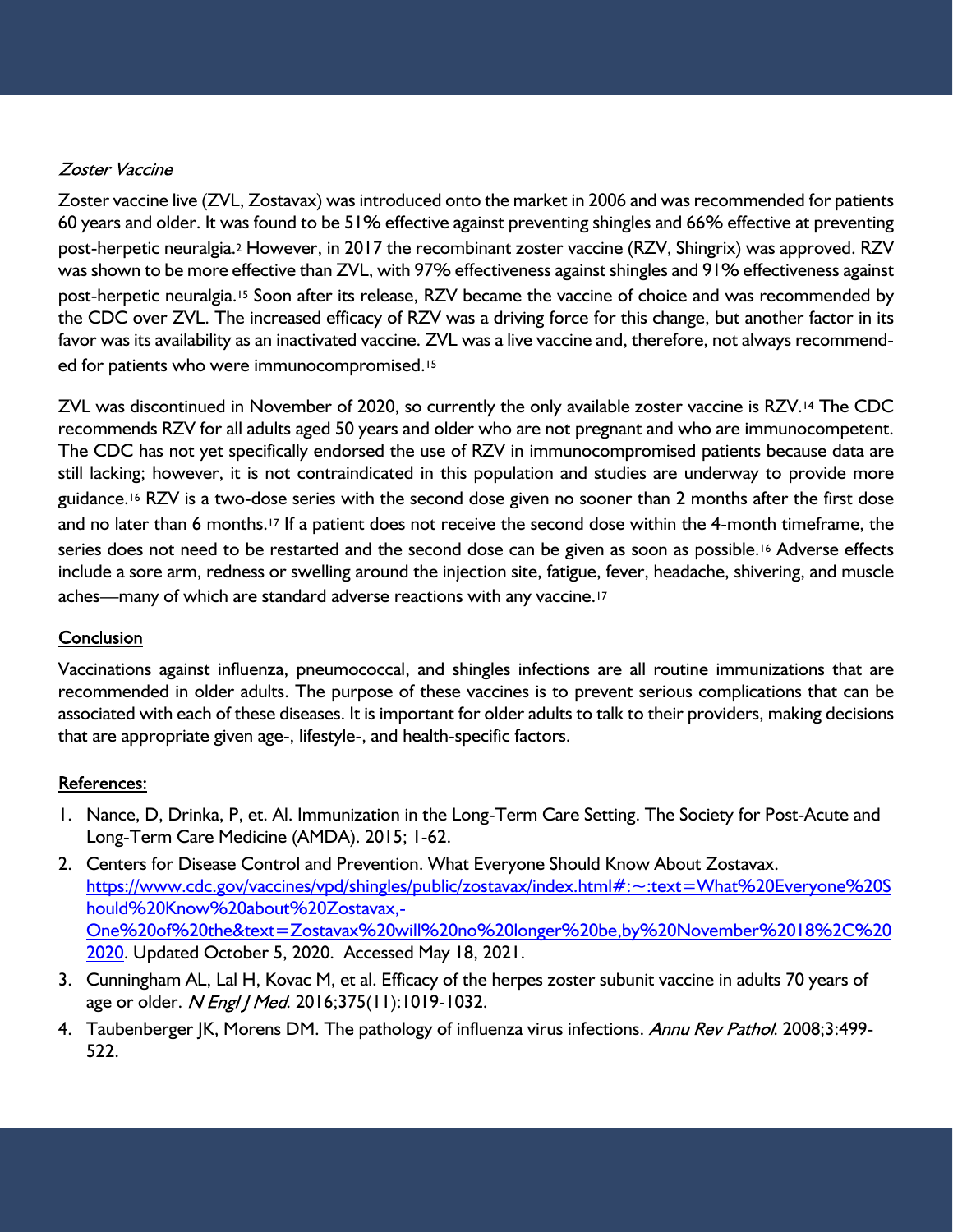*Zoster Vaccine*

Zoster vaccine live (ZVL, Zostavax) was introduced onto the market in 2006 and was recommended for patients 60 years and older. It was found to be 51% effective against preventing shingles and 66% effective at preventing post-herpetic neuralgia.[2] However, in 2017 the recombinant zoster vaccine (RZV, Shingrix) was approved. RZV was shown to be more effective than ZVL, with 97% effectiveness against shingles and 91% effectiveness against post-herpetic neuralgia.[15] Soon after its release, RZV became the vaccine of choice and was recommended by the CDC over ZVL. The increased efficacy of RZV was a driving force for this change, but another factor in its favor was its availability as an inactivated vaccine. ZVL was a live vaccine and, therefore, not always recommended for patients who were immunocompromised.[15]

ZVL was discontinued in November of 2020, so currently the only available zoster vaccine is RZV.[14] The CDC recommends RZV for all adults aged 50 years and older who are not pregnant and who are immunocompetent. The CDC has not yet specifically endorsed the use of RZV in immunocompromised patients because data are still lacking; however, it is not contraindicated in this population and studies are underway to provide more guidance.[16] RZV is a two-dose series with the second dose given no sooner than 2 months after the first dose and no later than 6 months.[17] If a patient does not receive the second dose within the 4-month timeframe, the series does not need to be restarted and the second dose can be given as soon as possible.[16] Adverse effects include a sore arm, redness or swelling around the injection site, fatigue, fever, headache, shivering, and muscle aches—many of which are standard adverse reactions with any vaccine.[17]

## Conclusion

Vaccinations against influenza, pneumococcal, and shingles infections are all routine immunizations that are recommended in older adults. The purpose of these vaccines is to prevent serious complications that can be associated with each of these diseases. It is important for older adults to talk to their providers, making decisions that are appropriate given age-, lifestyle-, and health-specific factors.

## References:

1. Nance, D, Drinka, P, et. Al. Immunization in the Long-Term Care Setting. The Society for Post-Acute and Long-Term Care Medicine (AMDA). 2015; 1-62.
2. Centers for Disease Control and Prevention. What Everyone Should Know About Zostavax. https://www.cdc.gov/vaccines/vpd/shingles/public/zostavax/index.html#:~:text=What%20Everyone%20Should%20Know%20about%20Zostavax,-One%20of%20the&text=Zostavax%20will%20no%20longer%20be,by%20November%2018%2C%202020. Updated October 5, 2020. Accessed May 18, 2021.
3. Cunningham AL, Lal H, Kovac M, et al. Efficacy of the herpes zoster subunit vaccine in adults 70 years of age or older. *N Engl J Med*. 2016;375(11):1019-1032.
4. Taubenberger JK, Morens DM. The pathology of influenza virus infections. *Annu Rev Pathol*. 2008;3:499-522.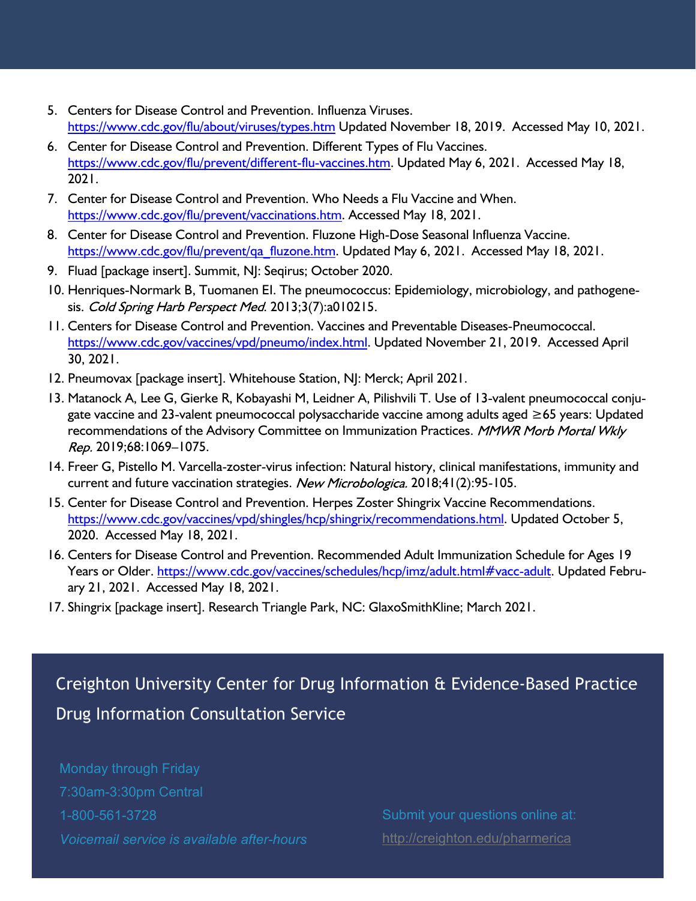5. Centers for Disease Control and Prevention. Influenza Viruses. https://www.cdc.gov/flu/about/viruses/types.htm Updated November 18, 2019. Accessed May 10, 2021.
6. Center for Disease Control and Prevention. Different Types of Flu Vaccines. https://www.cdc.gov/flu/prevent/different-flu-vaccines.htm. Updated May 6, 2021. Accessed May 18, 2021.
7. Center for Disease Control and Prevention. Who Needs a Flu Vaccine and When. https://www.cdc.gov/flu/prevent/vaccinations.htm. Accessed May 18, 2021.
8. Center for Disease Control and Prevention. Fluzone High-Dose Seasonal Influenza Vaccine. https://www.cdc.gov/flu/prevent/qa_fluzone.htm. Updated May 6, 2021. Accessed May 18, 2021.
9. Fluad [package insert]. Summit, NJ: Seqirus; October 2020.
10. Henriques-Normark B, Tuomanen EI. The pneumococcus: Epidemiology, microbiology, and pathogenesis. *Cold Spring Harb Perspect Med.* 2013;3(7):a010215.
11. Centers for Disease Control and Prevention. Vaccines and Preventable Diseases-Pneumococcal. https://www.cdc.gov/vaccines/vpd/pneumo/index.html. Updated November 21, 2019. Accessed April 30, 2021.
12. Pneumovax [package insert]. Whitehouse Station, NJ: Merck; April 2021.
13. Matanock A, Lee G, Gierke R, Kobayashi M, Leidner A, Pilishvili T. Use of 13-valent pneumococcal conjugate vaccine and 23-valent pneumococcal polysaccharide vaccine among adults aged ≥65 years: Updated recommendations of the Advisory Committee on Immunization Practices. *MMWR Morb Mortal Wkly Rep.* 2019;68:1069–1075.
14. Freer G, Pistello M. Varcella-zoster-virus infection: Natural history, clinical manifestations, immunity and current and future vaccination strategies. *New Microbologica.* 2018;41(2):95-105.
15. Center for Disease Control and Prevention. Herpes Zoster Shingrix Vaccine Recommendations. https://www.cdc.gov/vaccines/vpd/shingles/hcp/shingrix/recommendations.html. Updated October 5, 2020. Accessed May 18, 2021.
16. Centers for Disease Control and Prevention. Recommended Adult Immunization Schedule for Ages 19 Years or Older. https://www.cdc.gov/vaccines/schedules/hcp/imz/adult.html#vacc-adult. Updated February 21, 2021. Accessed May 18, 2021.
17. Shingrix [package insert]. Research Triangle Park, NC: GlaxoSmithKline; March 2021.

## Creighton University Center for Drug Information & Evidence-Based Practice
## Drug Information Consultation Service

Monday through Friday
7:30am-3:30pm Central
1-800-561-3728
*Voicemail service is available after-hours*

Submit your questions online at:
http://creighton.edu/pharmerica